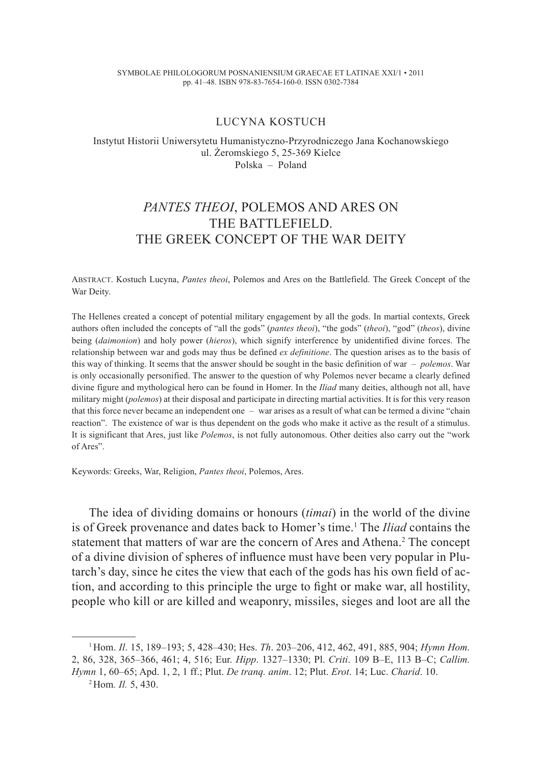LUCYNA KOSTUCH

Instytut Historii Uniwersytetu Humanistyczno-Przyrodniczego Jana Kochanowskiego
ul. Żeromskiego 5, 25-369 Kielce
Polska – Poland

# *PANTES THEOI*, POLEMOS AND ARES ON THE BATTLEFIELD. THE GREEK CONCEPT OF THE WAR DEITY

ABSTRACT. Kostuch Lucyna, *Pantes theoi*, Polemos and Ares on the Battlefield. The Greek Concept of the War Deity.

The Hellenes created a concept of potential military engagement by all the gods. In martial contexts, Greek authors often included the concepts of "all the gods" (*pantes theoi*), "the gods" (*theoi*), "god" (*theos*), divine being (*daimonion*) and holy power (*hieros*), which signify interference by unidentified divine forces. The relationship between war and gods may thus be defined *ex definitione*. The question arises as to the basis of this way of thinking. It seems that the answer should be sought in the basic definition of war – *polemos*. War is only occasionally personified. The answer to the question of why Polemos never became a clearly defined divine figure and mythological hero can be found in Homer. In the *Iliad* many deities, although not all, have military might (*polemos*) at their disposal and participate in directing martial activities. It is for this very reason that this force never became an independent one – war arises as a result of what can be termed a divine "chain reaction". The existence of war is thus dependent on the gods who make it active as the result of a stimulus. It is significant that Ares, just like *Polemos*, is not fully autonomous. Other deities also carry out the "work of Ares".

Keywords: Greeks, War, Religion, *Pantes theoi*, Polemos, Ares.

The idea of dividing domains or honours (*timai*) in the world of the divine is of Greek provenance and dates back to Homer's time.[1] The *Iliad* contains the statement that matters of war are the concern of Ares and Athena.[2] The concept of a divine division of spheres of influence must have been very popular in Plutarch's day, since he cites the view that each of the gods has his own field of action, and according to this principle the urge to fight or make war, all hostility, people who kill or are killed and weaponry, missiles, sieges and loot are all the

[1] Hom. *Il*. 15, 189–193; 5, 428–430; Hes. *Th*. 203–206, 412, 462, 491, 885, 904; *Hymn Hom.* 2, 86, 328, 365–366, 461; 4, 516; Eur. *Hipp*. 1327–1330; Pl. *Criti*. 109 B–E, 113 B–C; *Callim. Hymn* 1, 60–65; Apd. 1, 2, 1 ff.; Plut. *De tranq. anim*. 12; Plut. *Erot*. 14; Luc. *Charid*. 10.

[2] Hom. *Il.* 5, 430.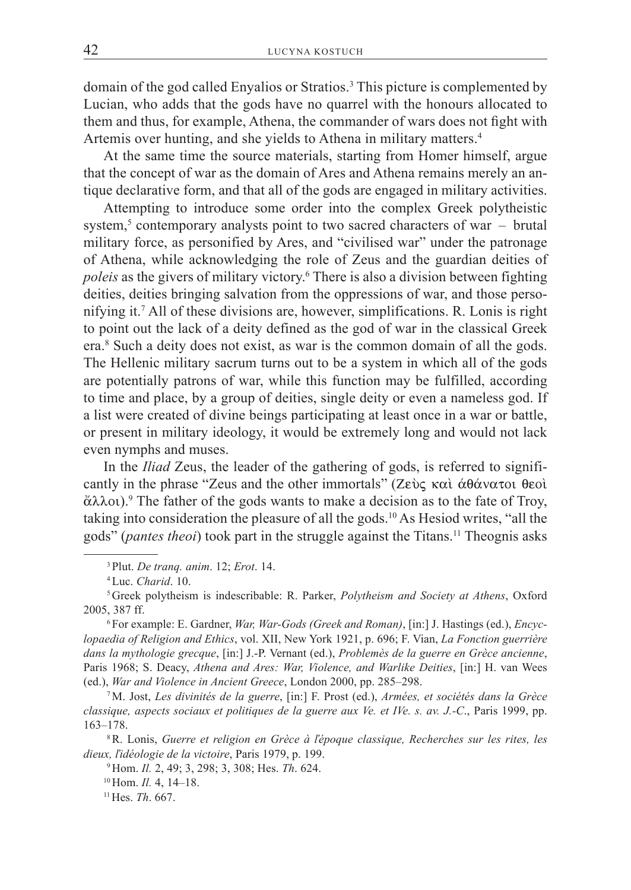domain of the god called Enyalios or Stratios.[3] This picture is complemented by Lucian, who adds that the gods have no quarrel with the honours allocated to them and thus, for example, Athena, the commander of wars does not fight with Artemis over hunting, and she yields to Athena in military matters.[4]

At the same time the source materials, starting from Homer himself, argue that the concept of war as the domain of Ares and Athena remains merely an antique declarative form, and that all of the gods are engaged in military activities.

Attempting to introduce some order into the complex Greek polytheistic system,[5] contemporary analysts point to two sacred characters of war – brutal military force, as personified by Ares, and "civilised war" under the patronage of Athena, while acknowledging the role of Zeus and the guardian deities of *poleis* as the givers of military victory.[6] There is also a division between fighting deities, deities bringing salvation from the oppressions of war, and those personifying it.[7] All of these divisions are, however, simplifications. R. Lonis is right to point out the lack of a deity defined as the god of war in the classical Greek era.[8] Such a deity does not exist, as war is the common domain of all the gods. The Hellenic military sacrum turns out to be a system in which all of the gods are potentially patrons of war, while this function may be fulfilled, according to time and place, by a group of deities, single deity or even a nameless god. If a list were created of divine beings participating at least once in a war or battle, or present in military ideology, it would be extremely long and would not lack even nymphs and muses.

In the *Iliad* Zeus, the leader of the gathering of gods, is referred to significantly in the phrase "Zeus and the other immortals" (Ζεὺς καὶ ἀθάνατοι θεοὶ ἄλλοι).[9] The father of the gods wants to make a decision as to the fate of Troy, taking into consideration the pleasure of all the gods.[10] As Hesiod writes, "all the gods" (*pantes theoi*) took part in the struggle against the Titans.[11] Theognis asks

---

[3] Plut. *De tranq. anim*. 12; *Erot*. 14.

[4] Luc. *Charid*. 10.

[5] Greek polytheism is indescribable: R. Parker, *Polytheism and Society at Athens*, Oxford 2005, 387 ff.

[6] For example: E. Gardner, *War, War-Gods (Greek and Roman)*, [in:] J. Hastings (ed.), *Encyclopaedia of Religion and Ethics*, vol. XII, New York 1921, p. 696; F. Vian, *La Fonction guerrière dans la mythologie grecque*, [in:] J.-P. Vernant (ed.), *Problemès de la guerre en Grèce ancienne*, Paris 1968; S. Deacy, *Athena and Ares: War, Violence, and Warlike Deities*, [in:] H. van Wees (ed.), *War and Violence in Ancient Greece*, London 2000, pp. 285–298.

[7] M. Jost, *Les divinités de la guerre*, [in:] F. Prost (ed.), *Armées, et sociétés dans la Grèce classique, aspects sociaux et politiques de la guerre aux Ve. et IVe. s. av. J.-C*., Paris 1999, pp. 163–178.

[8] R. Lonis, *Guerre et religion en Grèce à l'époque classique, Recherches sur les rites, les dieux, l'idéologie de la victoire*, Paris 1979, p. 199.

[9] Hom. *Il.* 2, 49; 3, 298; 3, 308; Hes. *Th*. 624.

[10] Hom. *Il.* 4, 14–18.

[11] Hes. *Th*. 667.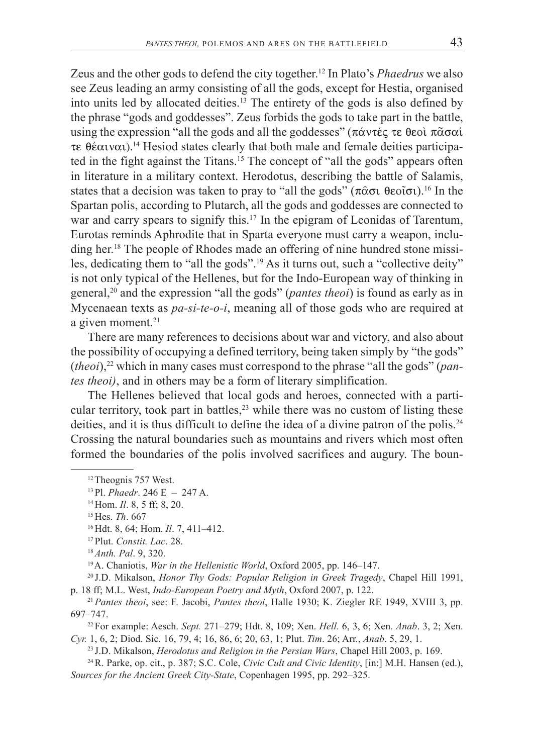Zeus and the other gods to defend the city together.[12] In Plato's *Phaedrus* we also see Zeus leading an army consisting of all the gods, except for Hestia, organised into units led by allocated deities.[13] The entirety of the gods is also defined by the phrase "gods and goddesses". Zeus forbids the gods to take part in the battle, using the expression "all the gods and all the goddesses" (πάντές τε θεοὶ πᾶσαί τε θέαιναι).[14] Hesiod states clearly that both male and female deities participated in the fight against the Titans.[15] The concept of "all the gods" appears often in literature in a military context. Herodotus, describing the battle of Salamis, states that a decision was taken to pray to "all the gods" (πᾶσι θεοῖσι).[16] In the Spartan polis, according to Plutarch, all the gods and goddesses are connected to war and carry spears to signify this.[17] In the epigram of Leonidas of Tarentum, Eurotas reminds Aphrodite that in Sparta everyone must carry a weapon, including her.[18] The people of Rhodes made an offering of nine hundred stone missiles, dedicating them to "all the gods".[19] As it turns out, such a "collective deity" is not only typical of the Hellenes, but for the Indo-European way of thinking in general,[20] and the expression "all the gods" (*pantes theoi*) is found as early as in Mycenaean texts as *pa-si-te-o-i*, meaning all of those gods who are required at a given moment.[21]

There are many references to decisions about war and victory, and also about the possibility of occupying a defined territory, being taken simply by "the gods" (*theoi*),[22] which in many cases must correspond to the phrase "all the gods" (*pantes theoi)*, and in others may be a form of literary simplification.

The Hellenes believed that local gods and heroes, connected with a particular territory, took part in battles,[23] while there was no custom of listing these deities, and it is thus difficult to define the idea of a divine patron of the polis.[24] Crossing the natural boundaries such as mountains and rivers which most often formed the boundaries of the polis involved sacrifices and augury. The boun-

[12] Theognis 757 West.

[13] Pl. *Phaedr*. 246 E – 247 A.

[14] Hom. *Il*. 8, 5 ff; 8, 20.

[15] Hes. *Th*. 667

[16] Hdt. 8, 64; Hom. *Il*. 7, 411–412.

[17] Plut. *Constit. Lac*. 28.

[18] *Anth. Pal*. 9, 320.

[19] A. Chaniotis, *War in the Hellenistic World*, Oxford 2005, pp. 146–147.

[20] J.D. Mikalson, *Honor Thy Gods: Popular Religion in Greek Tragedy*, Chapel Hill 1991, p. 18 ff; M.L. West, *Indo-European Poetry and Myth*, Oxford 2007, p. 122.

[21] *Pantes theoi*, see: F. Jacobi, *Pantes theoi*, Halle 1930; K. Ziegler RE 1949, XVIII 3, pp. 697–747.

[22] For example: Aesch. *Sept.* 271–279; Hdt. 8, 109; Xen. *Hell.* 6, 3, 6; Xen. *Anab*. 3, 2; Xen. *Cyr.* 1, 6, 2; Diod. Sic. 16, 79, 4; 16, 86, 6; 20, 63, 1; Plut. *Tim*. 26; Arr., *Anab*. 5, 29, 1.

[23] J.D. Mikalson, *Herodotus and Religion in the Persian Wars*, Chapel Hill 2003, p. 169.

[24] R. Parke, op. cit., p. 387; S.C. Cole, *Civic Cult and Civic Identity*, [in:] M.H. Hansen (ed.), *Sources for the Ancient Greek City-State*, Copenhagen 1995, pp. 292–325.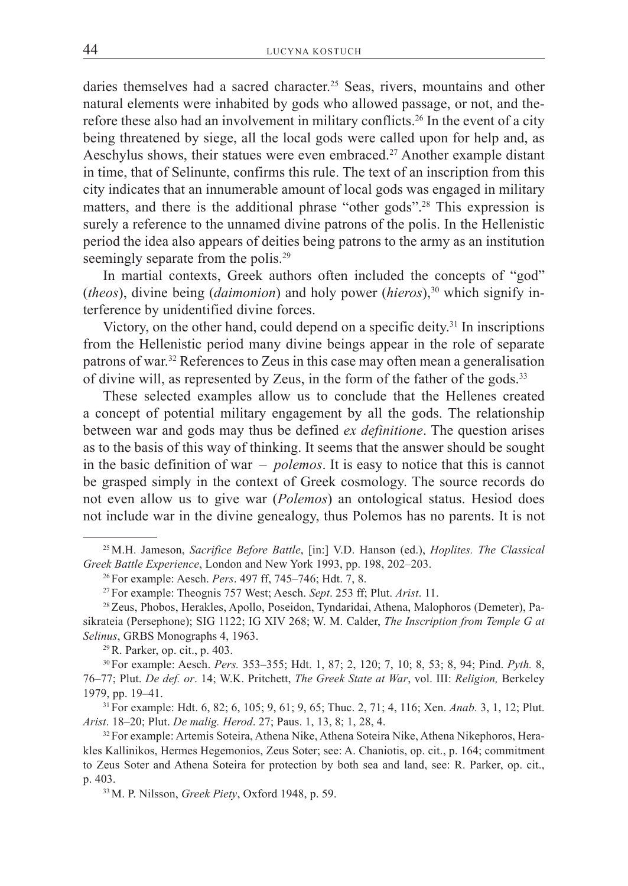daries themselves had a sacred character.[25] Seas, rivers, mountains and other natural elements were inhabited by gods who allowed passage, or not, and therefore these also had an involvement in military conflicts.[26] In the event of a city being threatened by siege, all the local gods were called upon for help and, as Aeschylus shows, their statues were even embraced.[27] Another example distant in time, that of Selinunte, confirms this rule. The text of an inscription from this city indicates that an innumerable amount of local gods was engaged in military matters, and there is the additional phrase "other gods".[28] This expression is surely a reference to the unnamed divine patrons of the polis. In the Hellenistic period the idea also appears of deities being patrons to the army as an institution seemingly separate from the polis.[29]

In martial contexts, Greek authors often included the concepts of "god" (*theos*), divine being (*daimonion*) and holy power (*hieros*),[30] which signify interference by unidentified divine forces.

Victory, on the other hand, could depend on a specific deity.[31] In inscriptions from the Hellenistic period many divine beings appear in the role of separate patrons of war.[32] References to Zeus in this case may often mean a generalisation of divine will, as represented by Zeus, in the form of the father of the gods.[33]

These selected examples allow us to conclude that the Hellenes created a concept of potential military engagement by all the gods. The relationship between war and gods may thus be defined *ex definitione*. The question arises as to the basis of this way of thinking. It seems that the answer should be sought in the basic definition of war – *polemos*. It is easy to notice that this is cannot be grasped simply in the context of Greek cosmology. The source records do not even allow us to give war (*Polemos*) an ontological status. Hesiod does not include war in the divine genealogy, thus Polemos has no parents. It is not

---

[25] M.H. Jameson, *Sacrifice Before Battle*, [in:] V.D. Hanson (ed.), *Hoplites. The Classical Greek Battle Experience*, London and New York 1993, pp. 198, 202–203.

[26] For example: Aesch. *Pers*. 497 ff, 745–746; Hdt. 7, 8.

[27] For example: Theognis 757 West; Aesch. *Sept*. 253 ff; Plut. *Arist*. 11.

[28] Zeus, Phobos, Herakles, Apollo, Poseidon, Tyndaridai, Athena, Malophoros (Demeter), Pasikrateia (Persephone); SIG 1122; IG XIV 268; W. M. Calder, *The Inscription from Temple G at Selinus*, GRBS Monographs 4, 1963.

[29] R. Parker, op. cit., p. 403.

[30] For example: Aesch. *Pers.* 353–355; Hdt. 1, 87; 2, 120; 7, 10; 8, 53; 8, 94; Pind. *Pyth.* 8, 76–77; Plut. *De def. or*. 14; W.K. Pritchett, *The Greek State at War*, vol. III: *Religion,* Berkeley 1979, pp. 19–41.

[31] For example: Hdt. 6, 82; 6, 105; 9, 61; 9, 65; Thuc. 2, 71; 4, 116; Xen. *Anab.* 3, 1, 12; Plut. *Arist*. 18–20; Plut. *De malig. Herod*. 27; Paus. 1, 13, 8; 1, 28, 4.

[32] For example: Artemis Soteira, Athena Nike, Athena Soteira Nike, Athena Nikephoros, Herakles Kallinikos, Hermes Hegemonios, Zeus Soter; see: A. Chaniotis, op. cit., p. 164; commitment to Zeus Soter and Athena Soteira for protection by both sea and land, see: R. Parker, op. cit., p. 403.

[33] M. P. Nilsson, *Greek Piety*, Oxford 1948, p. 59.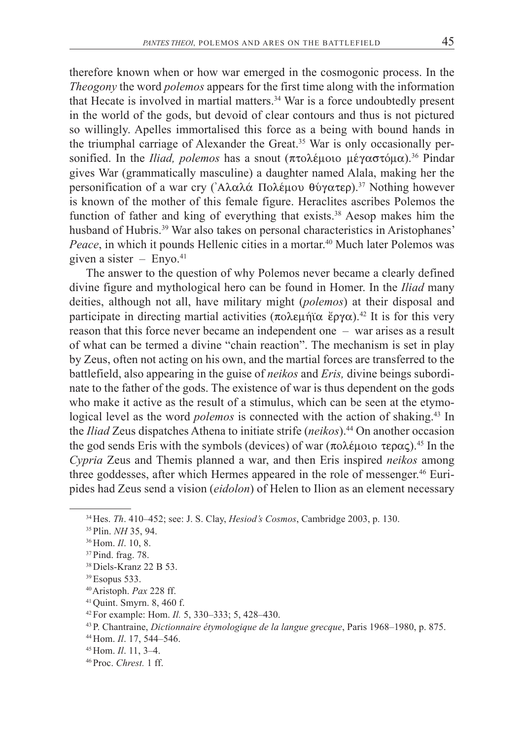therefore known when or how war emerged in the cosmogonic process. In the *Theogony* the word *polemos* appears for the first time along with the information that Hecate is involved in martial matters.[34] War is a force undoubtedly present in the world of the gods, but devoid of clear contours and thus is not pictured so willingly. Apelles immortalised this force as a being with bound hands in the triumphal carriage of Alexander the Great.[35] War is only occasionally personified. In the *Iliad, polemos* has a snout (πτολέμοιο μέγαστόμα).[36] Pindar gives War (grammatically masculine) a daughter named Alala, making her the personification of a war cry (Ἀλαλά Πολέμου θύγατερ).[37] Nothing however is known of the mother of this female figure. Heraclites ascribes Polemos the function of father and king of everything that exists.[38] Aesop makes him the husband of Hubris.[39] War also takes on personal characteristics in Aristophanes' *Peace*, in which it pounds Hellenic cities in a mortar.[40] Much later Polemos was given a sister – Enyo.[41]

The answer to the question of why Polemos never became a clearly defined divine figure and mythological hero can be found in Homer. In the *Iliad* many deities, although not all, have military might (*polemos*) at their disposal and participate in directing martial activities (πολεμήϊα ἔργα).[42] It is for this very reason that this force never became an independent one – war arises as a result of what can be termed a divine "chain reaction". The mechanism is set in play by Zeus, often not acting on his own, and the martial forces are transferred to the battlefield, also appearing in the guise of *neikos* and *Eris,* divine beings subordinate to the father of the gods. The existence of war is thus dependent on the gods who make it active as the result of a stimulus, which can be seen at the etymological level as the word *polemos* is connected with the action of shaking.[43] In the *Iliad* Zeus dispatches Athena to initiate strife (*neikos*).[44] On another occasion the god sends Eris with the symbols (devices) of war (πολέμοιο τερας).[45] In the *Cypria* Zeus and Themis planned a war, and then Eris inspired *neikos* among three goddesses, after which Hermes appeared in the role of messenger.[46] Euripides had Zeus send a vision (*eidolon*) of Helen to Ilion as an element necessary

---

[34] Hes. *Th*. 410–452; see: J. S. Clay, *Hesiod's Cosmos*, Cambridge 2003, p. 130.

[35] Plin. *NH* 35, 94.

[36] Hom. *Il*. 10, 8.

[37] Pind. frag. 78.

[38] Diels-Kranz 22 B 53.

[39] Esopus 533.

[40] Aristoph. *Pax* 228 ff.

[41] Quint. Smyrn. 8, 460 f.

[42] For example: Hom. *Il.* 5, 330–333; 5, 428–430.

[43] P. Chantraine, *Dictionnaire étymologique de la langue grecque*, Paris 1968–1980, p. 875.

[44] Hom. *Il*. 17, 544–546.

[45] Hom. *Il*. 11, 3–4.

[46] Proc. *Chrest.* 1 ff.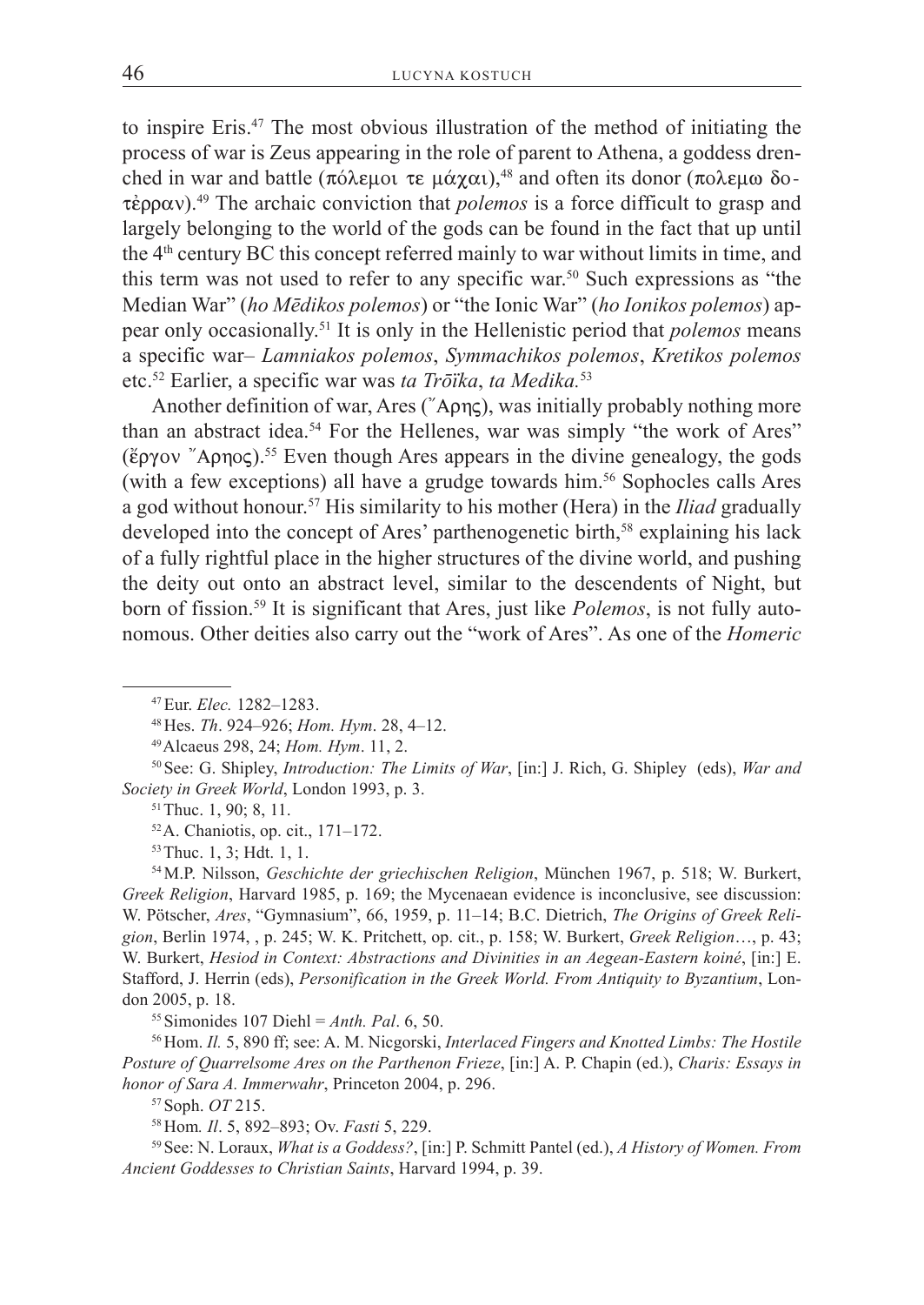to inspire Eris.[47] The most obvious illustration of the method of initiating the process of war is Zeus appearing in the role of parent to Athena, a goddess drenched in war and battle (πόλεμοι τε μάχαι),[48] and often its donor (πολεμω δοτὲρραν).[49] The archaic conviction that *polemos* is a force difficult to grasp and largely belonging to the world of the gods can be found in the fact that up until the 4th century BC this concept referred mainly to war without limits in time, and this term was not used to refer to any specific war.[50] Such expressions as "the Median War" (*ho Mēdikos polemos*) or "the Ionic War" (*ho Ionikos polemos*) appear only occasionally.[51] It is only in the Hellenistic period that *polemos* means a specific war– *Lamniakos polemos*, *Symmachikos polemos*, *Kretikos polemos* etc.[52] Earlier, a specific war was *ta Trōïka*, *ta Medika.*[53]

Another definition of war, Ares (῎Αρης), was initially probably nothing more than an abstract idea.[54] For the Hellenes, war was simply "the work of Ares" (ἔργον ῎Αρηος).[55] Even though Ares appears in the divine genealogy, the gods (with a few exceptions) all have a grudge towards him.[56] Sophocles calls Ares a god without honour.[57] His similarity to his mother (Hera) in the *Iliad* gradually developed into the concept of Ares' parthenogenetic birth,[58] explaining his lack of a fully rightful place in the higher structures of the divine world, and pushing the deity out onto an abstract level, similar to the descendents of Night, but born of fission.[59] It is significant that Ares, just like *Polemos*, is not fully autonomous. Other deities also carry out the "work of Ares". As one of the *Homeric*

---

[47] Eur. *Elec.* 1282–1283.

[48] Hes. *Th*. 924–926; *Hom. Hym*. 28, 4–12.

[49] Alcaeus 298, 24; *Hom. Hym*. 11, 2.

[50] See: G. Shipley, *Introduction: The Limits of War*, [in:] J. Rich, G. Shipley (eds), *War and Society in Greek World*, London 1993, p. 3.

[51] Thuc. 1, 90; 8, 11.

[52] A. Chaniotis, op. cit., 171–172.

[53] Thuc. 1, 3; Hdt. 1, 1.

[54] M.P. Nilsson, *Geschichte der griechischen Religion*, München 1967, p. 518; W. Burkert, *Greek Religion*, Harvard 1985, p. 169; the Mycenaean evidence is inconclusive, see discussion: W. Pötscher, *Ares*, "Gymnasium", 66, 1959, p. 11–14; B.C. Dietrich, *The Origins of Greek Religion*, Berlin 1974, , p. 245; W. K. Pritchett, op. cit., p. 158; W. Burkert, *Greek Religion*…, p. 43; W. Burkert, *Hesiod in Context: Abstractions and Divinities in an Aegean-Eastern koiné*, [in:] E. Stafford, J. Herrin (eds), *Personification in the Greek World. From Antiquity to Byzantium*, London 2005, p. 18.

[55] Simonides 107 Diehl = *Anth. Pal*. 6, 50.

[56] Hom. *Il.* 5, 890 ff; see: A. M. Nicgorski, *Interlaced Fingers and Knotted Limbs: The Hostile Posture of Quarrelsome Ares on the Parthenon Frieze*, [in:] A. P. Chapin (ed.), *Charis: Essays in honor of Sara A. Immerwahr*, Princeton 2004, p. 296.

[57] Soph. *OT* 215.

[58] Hom*. Il*. 5, 892–893; Ov. *Fasti* 5, 229.

[59] See: N. Loraux, *What is a Goddess?*, [in:] P. Schmitt Pantel (ed.), *A History of Women. From Ancient Goddesses to Christian Saints*, Harvard 1994, p. 39.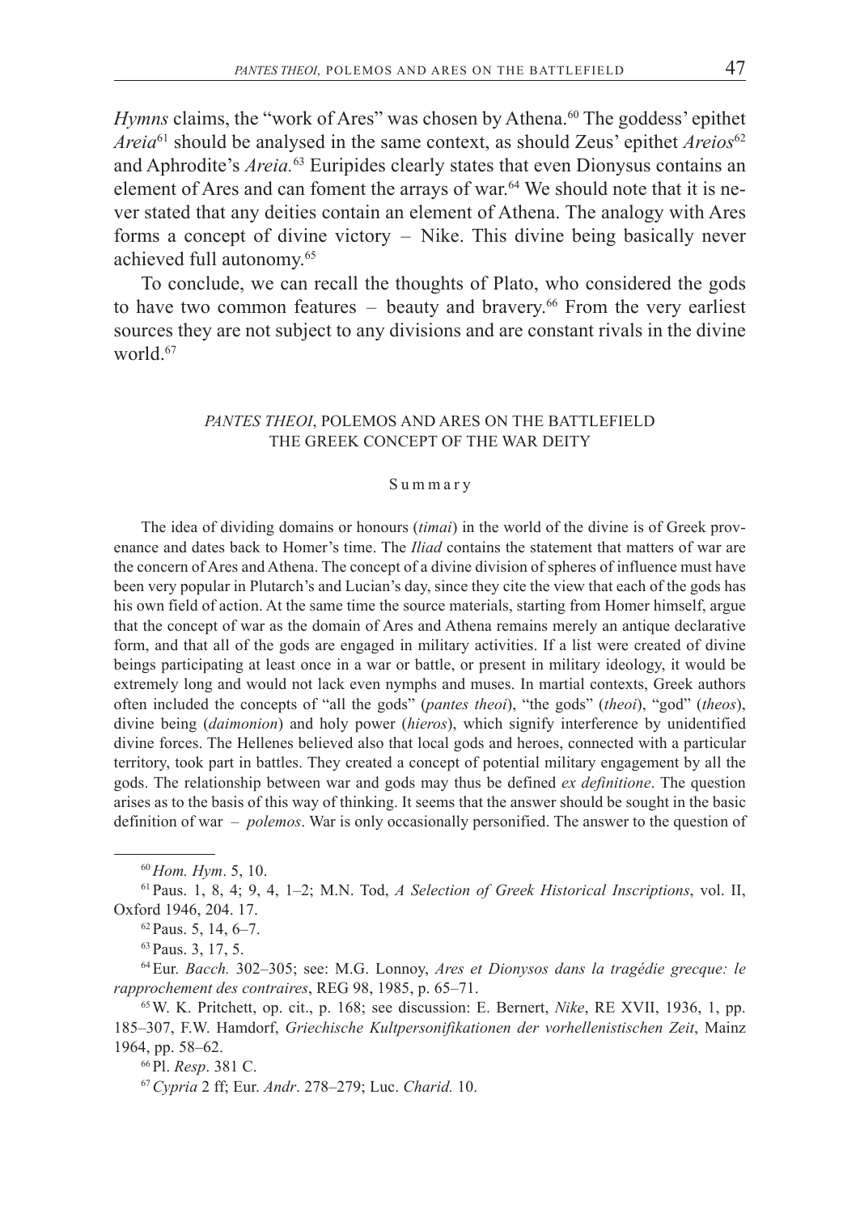*Hymns* claims, the "work of Ares" was chosen by Athena.[60] The goddess' epithet *Areia*[61] should be analysed in the same context, as should Zeus' epithet *Areios*[62] and Aphrodite's *Areia.*[63] Euripides clearly states that even Dionysus contains an element of Ares and can foment the arrays of war.[64] We should note that it is never stated that any deities contain an element of Athena. The analogy with Ares forms a concept of divine victory – Nike. This divine being basically never achieved full autonomy.[65]

To conclude, we can recall the thoughts of Plato, who considered the gods to have two common features – beauty and bravery.[66] From the very earliest sources they are not subject to any divisions and are constant rivals in the divine world.[67]

## *PANTES THEOI*, POLEMOS AND ARES ON THE BATTLEFIELD THE GREEK CONCEPT OF THE WAR DEITY

### Summary

The idea of dividing domains or honours (*timai*) in the world of the divine is of Greek provenance and dates back to Homer's time. The *Iliad* contains the statement that matters of war are the concern of Ares and Athena. The concept of a divine division of spheres of influence must have been very popular in Plutarch's and Lucian's day, since they cite the view that each of the gods has his own field of action. At the same time the source materials, starting from Homer himself, argue that the concept of war as the domain of Ares and Athena remains merely an antique declarative form, and that all of the gods are engaged in military activities. If a list were created of divine beings participating at least once in a war or battle, or present in military ideology, it would be extremely long and would not lack even nymphs and muses. In martial contexts, Greek authors often included the concepts of "all the gods" (*pantes theoi*), "the gods" (*theoi*), "god" (*theos*), divine being (*daimonion*) and holy power (*hieros*), which signify interference by unidentified divine forces. The Hellenes believed also that local gods and heroes, connected with a particular territory, took part in battles. They created a concept of potential military engagement by all the gods. The relationship between war and gods may thus be defined *ex definitione*. The question arises as to the basis of this way of thinking. It seems that the answer should be sought in the basic definition of war – *polemos*. War is only occasionally personified. The answer to the question of

---

[60] *Hom. Hym*. 5, 10.

[61] Paus. 1, 8, 4; 9, 4, 1–2; M.N. Tod, *A Selection of Greek Historical Inscriptions*, vol. II, Oxford 1946, 204. 17.

[62] Paus. 5, 14, 6–7.

[63] Paus. 3, 17, 5.

[64] Eur. *Bacch.* 302–305; see: M.G. Lonnoy, *Ares et Dionysos dans la tragédie grecque: le rapprochement des contraires*, REG 98, 1985, p. 65–71.

[65] W. K. Pritchett, op. cit., p. 168; see discussion: E. Bernert, *Nike*, RE XVII, 1936, 1, pp. 185–307, F.W. Hamdorf, *Griechische Kultpersonifikationen der vorhellenistischen Zeit*, Mainz 1964, pp. 58–62.

[66] Pl. *Resp*. 381 C.

[67] *Cypria* 2 ff; Eur. *Andr*. 278–279; Luc. *Charid.* 10.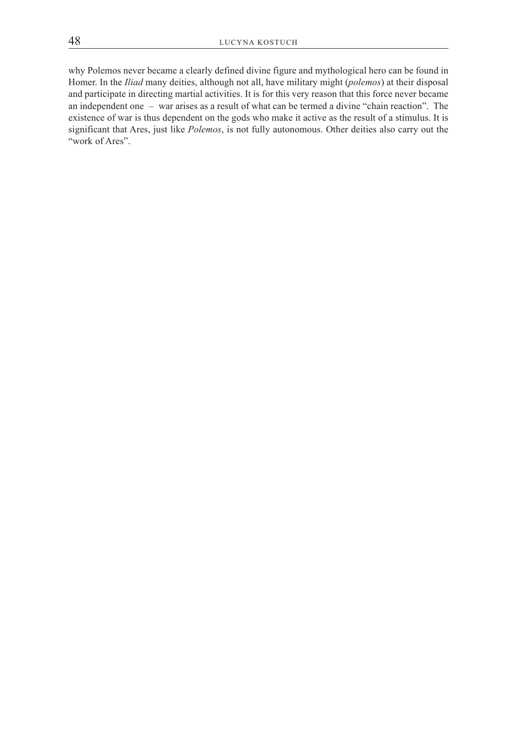why Polemos never became a clearly defined divine figure and mythological hero can be found in Homer. In the *Iliad* many deities, although not all, have military might (*polemos*) at their disposal and participate in directing martial activities. It is for this very reason that this force never became an independent one – war arises as a result of what can be termed a divine "chain reaction". The existence of war is thus dependent on the gods who make it active as the result of a stimulus. It is significant that Ares, just like *Polemos*, is not fully autonomous. Other deities also carry out the "work of Ares".